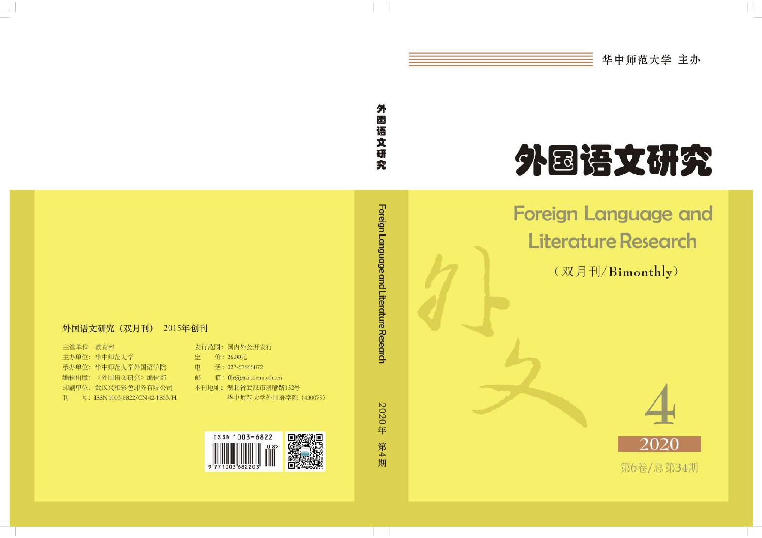华中师范大学 主办

# 外国语文研究

Foreign Language and Literature Research

（双月刊/Bimonthly）

4

2020

第6卷/总第34期

外国语文研究

Foreign Language and Literature Research

2020年 第4期

**外国语文研究（双月刊） 2015年创刊**

主管单位：教育部
主办单位：华中师范大学
承办单位：华中师范大学外国语学院
编辑出版：《外国语文研究》编辑部
印刷单位：武汉兴和彩色印务有限公司
刊　　号：ISSN 1003-6822/CN 42-1863/H

发行范围：国内外公开发行
定　　价：26.00元
电　　话：027-67868872
邮　　箱：fllr@mail.ccnu.edu.cn
本刊地址：湖北省武汉市珞喻路152号
　　　　　华中师范大学外国语学院（430079）

ISSN 1003-6822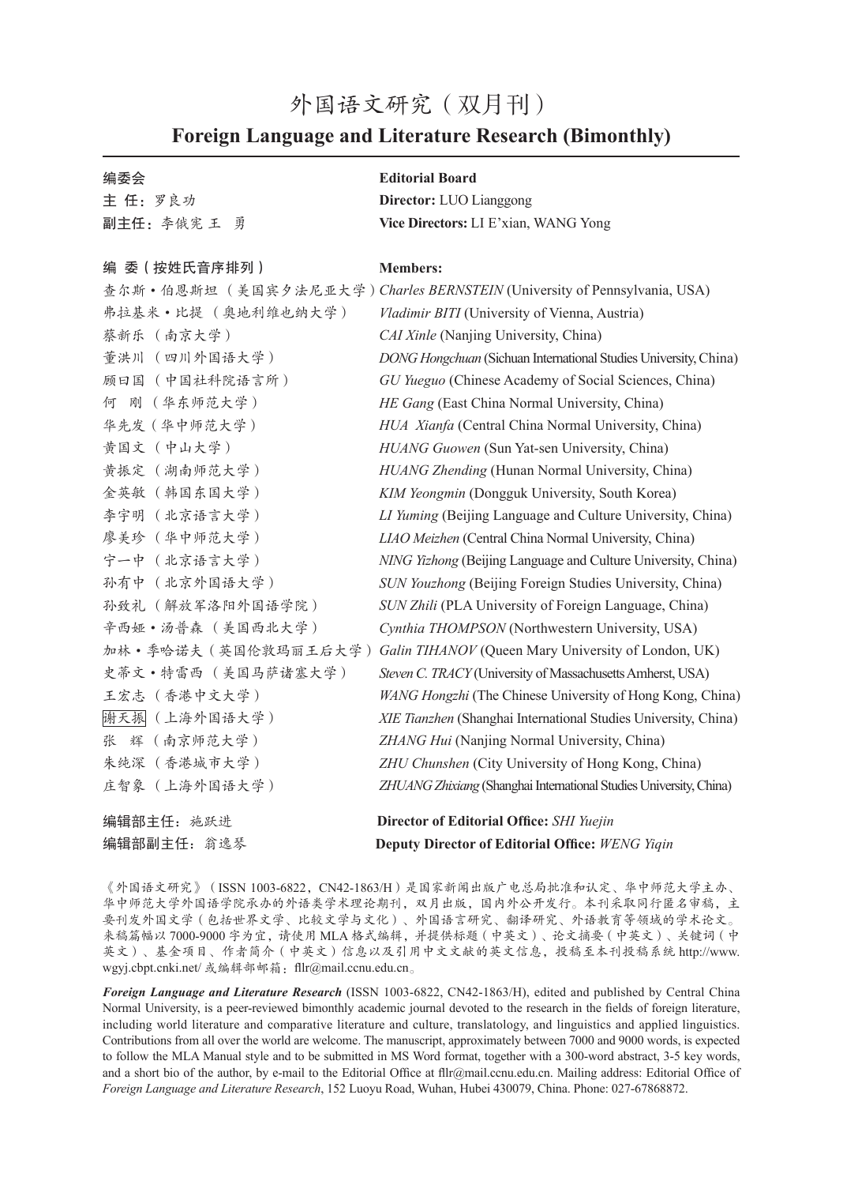# 外国语文研究（双月刊）

## Foreign Language and Literature Research (Bimonthly)

| 编委会 | **Editorial Board** |
|---|---|
| **主 任：**罗良功 | **Director:** LUO Lianggong |
| **副主任：**李俄宪 王 勇 | **Vice Directors:** LI E'xian, WANG Yong |

**编 委（按姓氏音序排列）** / **Members:**

| | |
|---|---|
| 查尔斯·伯恩斯坦（美国宾夕法尼亚大学） | *Charles BERNSTEIN* (University of Pennsylvania, USA) |
| 弗拉基米·比提（奥地利维也纳大学） | *Vladimir BITI* (University of Vienna, Austria) |
| 蔡新乐（南京大学） | *CAI Xinle* (Nanjing University, China) |
| 董洪川（四川外国语大学） | *DONG Hongchuan* (Sichuan International Studies University, China) |
| 顾曰国（中国社科院语言所） | *GU Yueguo* (Chinese Academy of Social Sciences, China) |
| 何 刚（华东师范大学） | *HE Gang* (East China Normal University, China) |
| 华先发（华中师范大学） | *HUA Xianfa* (Central China Normal University, China) |
| 黄国文（中山大学） | *HUANG Guowen* (Sun Yat-sen University, China) |
| 黄振定（湖南师范大学） | *HUANG Zhending* (Hunan Normal University, China) |
| 金英敏（韩国东国大学） | *KIM Yeongmin* (Dongguk University, South Korea) |
| 李宇明（北京语言大学） | *LI Yuming* (Beijing Language and Culture University, China) |
| 廖美珍（华中师范大学） | *LIAO Meizhen* (Central China Normal University, China) |
| 宁一中（北京语言大学） | *NING Yizhong* (Beijing Language and Culture University, China) |
| 孙有中（北京外国语大学） | *SUN Youzhong* (Beijing Foreign Studies University, China) |
| 孙致礼（解放军洛阳外国语学院） | *SUN Zhili* (PLA University of Foreign Language, China) |
| 辛西娅·汤普森（美国西北大学） | *Cynthia THOMPSON* (Northwestern University, USA) |
| 加林·季哈诺夫（英国伦敦玛丽王后大学） | *Galin TIHANOV* (Queen Mary University of London, UK) |
| 史蒂文·特雷西（美国马萨诸塞大学） | *Steven C. TRACY* (University of Massachusetts Amherst, USA) |
| 王宏志（香港中文大学） | *WANG Hongzhi* (The Chinese University of Hong Kong, China) |
| 谢天振（上海外国语大学） | *XIE Tianzhen* (Shanghai International Studies University, China) |
| 张 辉（南京师范大学） | *ZHANG Hui* (Nanjing Normal University, China) |
| 朱纯深（香港城市大学） | *ZHU Chunshen* (City University of Hong Kong, China) |
| 庄智象（上海外国语大学） | *ZHUANG Zhixiang* (Shanghai International Studies University, China) |

| | |
|---|---|
| **编辑部主任：**施跃进 | **Director of Editorial Office:** *SHI Yuejin* |
| **编辑部副主任：**翁逸琴 | **Deputy Director of Editorial Office:** *WENG Yiqin* |

《外国语文研究》（ISSN 1003-6822，CN42-1863/H）是国家新闻出版广电总局批准和认定、华中师范大学主办、华中师范大学外国语学院承办的外语类学术理论期刊，双月出版，国内外公开发行。本刊采取同行匿名审稿，主要刊发外国文学（包括世界文学、比较文学与文化）、外国语言研究、翻译研究、外语教育等领域的学术论文。来稿篇幅以 7000-9000 字为宜，请使用 MLA 格式编辑，并提供标题（中英文）、论文摘要（中英文）、关键词（中英文）、基金项目、作者简介（中英文）信息以及引用中文文献的英文信息，投稿至本刊投稿系统 http://www.wgyj.cbpt.cnki.net/ 或编辑部邮箱：fllr@mail.ccnu.edu.cn。

***Foreign Language and Literature Research*** (ISSN 1003-6822, CN42-1863/H), edited and published by Central China Normal University, is a peer-reviewed bimonthly academic journal devoted to the research in the fields of foreign literature, including world literature and comparative literature and culture, translatology, and linguistics and applied linguistics. Contributions from all over the world are welcome. The manuscript, approximately between 7000 and 9000 words, is expected to follow the MLA Manual style and to be submitted in MS Word format, together with a 300-word abstract, 3-5 key words, and a short bio of the author, by e-mail to the Editorial Office at fllr@mail.ccnu.edu.cn. Mailing address: Editorial Office of *Foreign Language and Literature Research*, 152 Luoyu Road, Wuhan, Hubei 430079, China. Phone: 027-67868872.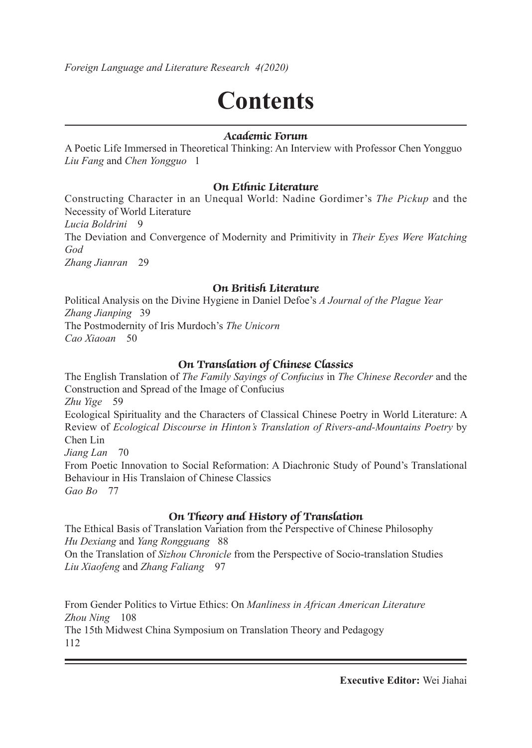*Foreign Language and Literature Research 4(2020)*

# Contents

### *Academic Forum*

A Poetic Life Immersed in Theoretical Thinking: An Interview with Professor Chen Yongguo
*Liu Fang* and *Chen Yongguo* 1

### *On Ethnic Literature*

Constructing Character in an Unequal World: Nadine Gordimer's *The Pickup* and the Necessity of World Literature
*Lucia Boldrini* 9

The Deviation and Convergence of Modernity and Primitivity in *Their Eyes Were Watching God*
*Zhang Jianran* 29

### *On British Literature*

Political Analysis on the Divine Hygiene in Daniel Defoe's *A Journal of the Plague Year*
*Zhang Jianping* 39

The Postmodernity of Iris Murdoch's *The Unicorn*
*Cao Xiaoan* 50

### *On Translation of Chinese Classics*

The English Translation of *The Family Sayings of Confucius* in *The Chinese Recorder* and the Construction and Spread of the Image of Confucius
*Zhu Yige* 59

Ecological Spirituality and the Characters of Classical Chinese Poetry in World Literature: A Review of *Ecological Discourse in Hinton's Translation of Rivers-and-Mountains Poetry* by Chen Lin
*Jiang Lan* 70

From Poetic Innovation to Social Reformation: A Diachronic Study of Pound's Translational Behaviour in His Translaion of Chinese Classics
*Gao Bo* 77

### *On Theory and History of Translation*

The Ethical Basis of Translation Variation from the Perspective of Chinese Philosophy
*Hu Dexiang* and *Yang Rongguang* 88

On the Translation of *Sizhou Chronicle* from the Perspective of Socio-translation Studies
*Liu Xiaofeng* and *Zhang Faliang* 97

From Gender Politics to Virtue Ethics: On *Manliness in African American Literature*
*Zhou Ning* 108

The 15th Midwest China Symposium on Translation Theory and Pedagogy
112

**Executive Editor:** Wei Jiahai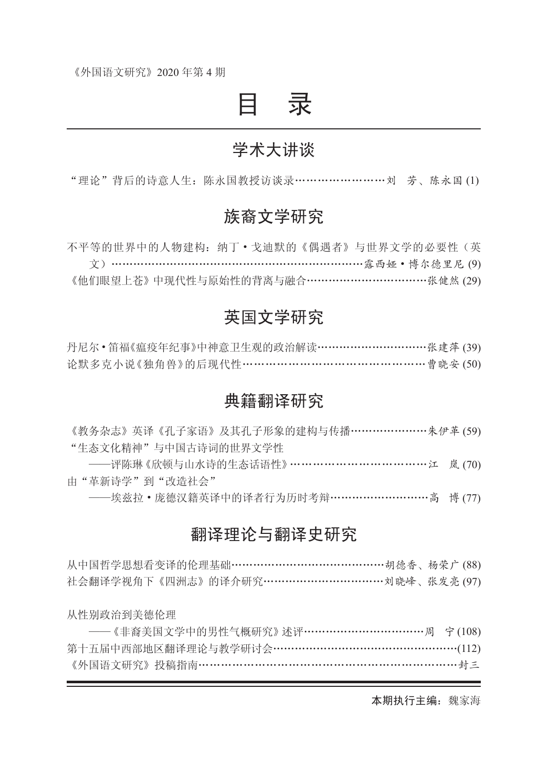《外国语文研究》2020 年第 4 期

# 目　录

## 学术大讲谈

“理论”背后的诗意人生：陈永国教授访谈录……………………刘　芳、陈永国 (1)

## 族裔文学研究

不平等的世界中的人物建构：纳丁 • 戈迪默的《偶遇者》与世界文学的必要性（英文）……………………………………………………………露西娅 • 博尔德里尼 (9)

《他们眼望上苍》中现代性与原始性的背离与融合……………………………张健然 (29)

## 英国文学研究

丹尼尔 • 笛福《瘟疫年纪事》中神意卫生观的政治解读…………………………张建萍 (39)

论默多克小说《独角兽》的后现代性…………………………………………曹晓安 (50)

## 典籍翻译研究

《教务杂志》英译《孔子家语》及其孔子形象的建构与传播…………………朱伊革 (59)

“生态文化精神”与中国古诗词的世界文学性

——评陈琳《欣顿与山水诗的生态话语性》……………………………江　岚 (70)

由“革新诗学”到“改造社会”

——埃兹拉 • 庞德汉籍英译中的译者行为历时考辩………………………高　博 (77)

## 翻译理论与翻译史研究

从中国哲学思想看变译的伦理基础……………………………………胡德香、杨荣广 (88)

社会翻译学视角下《四洲志》的译介研究……………………………刘晓峰、张发亮 (97)

从性别政治到美德伦理

——《非裔美国文学中的男性气概研究》述评……………………………周　宁 (108)

第十五届中西部地区翻译理论与教学研讨会………………………………………………(112)

《外国语文研究》投稿指南……………………………………………………………封三

**本期执行主编：**魏家海